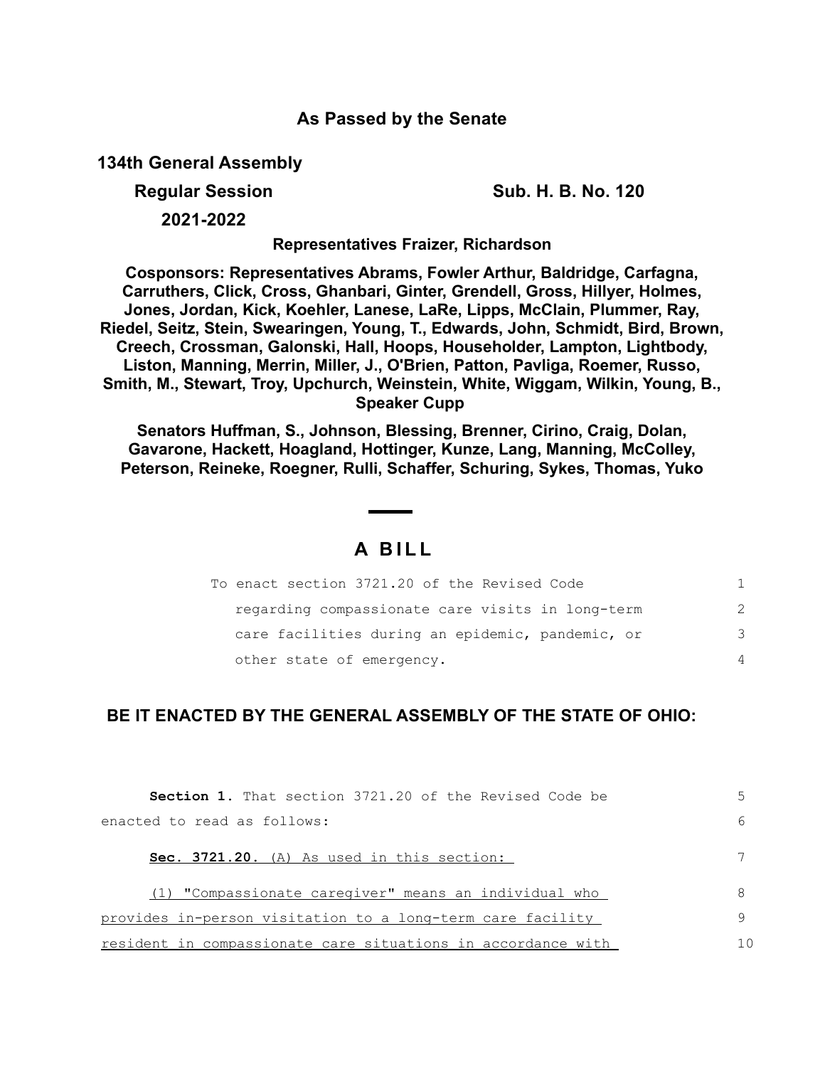**As Passed by the Senate**

**134th General Assembly**

**Regular Session** **Sub. H. B. No. 120**

**2021-2022**

**Representatives Fraizer, Richardson**

**Cosponsors: Representatives Abrams, Fowler Arthur, Baldridge, Carfagna, Carruthers, Click, Cross, Ghanbari, Ginter, Grendell, Gross, Hillyer, Holmes, Jones, Jordan, Kick, Koehler, Lanese, LaRe, Lipps, McClain, Plummer, Ray, Riedel, Seitz, Stein, Swearingen, Young, T., Edwards, John, Schmidt, Bird, Brown, Creech, Crossman, Galonski, Hall, Hoops, Householder, Lampton, Lightbody, Liston, Manning, Merrin, Miller, J., O'Brien, Patton, Pavliga, Roemer, Russo, Smith, M., Stewart, Troy, Upchurch, Weinstein, White, Wiggam, Wilkin, Young, B., Speaker Cupp**

**Senators Huffman, S., Johnson, Blessing, Brenner, Cirino, Craig, Dolan, Gavarone, Hackett, Hoagland, Hottinger, Kunze, Lang, Manning, McColley, Peterson, Reineke, Roegner, Rulli, Schaffer, Schuring, Sykes, Thomas, Yuko**

# A BILL

To enact section 3721.20 of the Revised Code regarding compassionate care visits in long-term care facilities during an epidemic, pandemic, or other state of emergency.

**BE IT ENACTED BY THE GENERAL ASSEMBLY OF THE STATE OF OHIO:**

**Section 1.** That section 3721.20 of the Revised Code be enacted to read as follows:

**Sec. 3721.20.** (A) As used in this section:

(1) "Compassionate caregiver" means an individual who provides in-person visitation to a long-term care facility resident in compassionate care situations in accordance with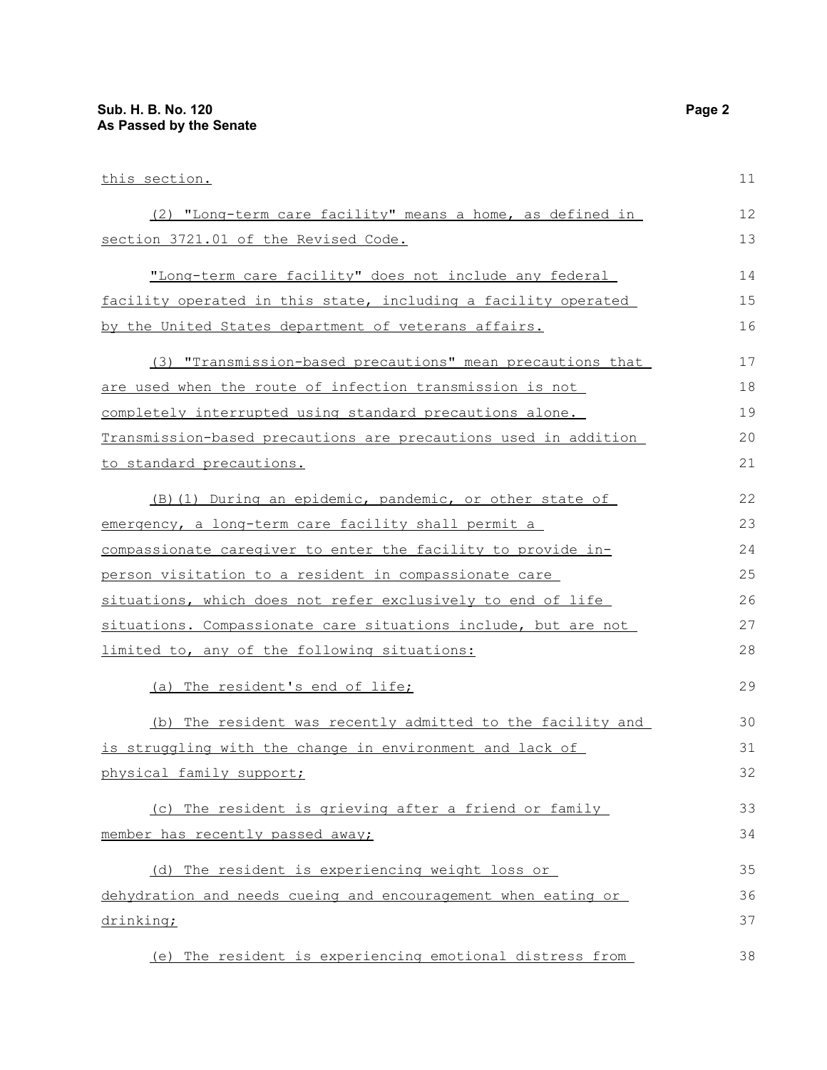this section.

(2) "Long-term care facility" means a home, as defined in section 3721.01 of the Revised Code.

"Long-term care facility" does not include any federal facility operated in this state, including a facility operated by the United States department of veterans affairs.

(3) "Transmission-based precautions" mean precautions that are used when the route of infection transmission is not completely interrupted using standard precautions alone. Transmission-based precautions are precautions used in addition to standard precautions.

(B)(1) During an epidemic, pandemic, or other state of emergency, a long-term care facility shall permit a compassionate caregiver to enter the facility to provide in-person visitation to a resident in compassionate care situations, which does not refer exclusively to end of life situations. Compassionate care situations include, but are not limited to, any of the following situations:

(a) The resident's end of life;

(b) The resident was recently admitted to the facility and is struggling with the change in environment and lack of physical family support;

(c) The resident is grieving after a friend or family member has recently passed away;

(d) The resident is experiencing weight loss or dehydration and needs cueing and encouragement when eating or drinking;

(e) The resident is experiencing emotional distress from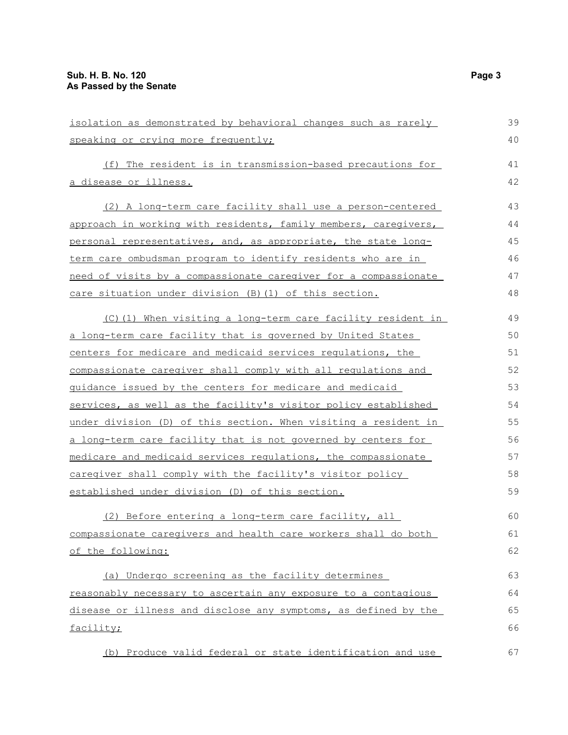isolation as demonstrated by behavioral changes such as rarely speaking or crying more frequently;

(f) The resident is in transmission-based precautions for a disease or illness.

(2) A long-term care facility shall use a person-centered approach in working with residents, family members, caregivers, personal representatives, and, as appropriate, the state long-term care ombudsman program to identify residents who are in need of visits by a compassionate caregiver for a compassionate care situation under division (B)(1) of this section.

(C)(1) When visiting a long-term care facility resident in a long-term care facility that is governed by United States centers for medicare and medicaid services regulations, the compassionate caregiver shall comply with all regulations and guidance issued by the centers for medicare and medicaid services, as well as the facility's visitor policy established under division (D) of this section. When visiting a resident in a long-term care facility that is not governed by centers for medicare and medicaid services regulations, the compassionate caregiver shall comply with the facility's visitor policy established under division (D) of this section.

(2) Before entering a long-term care facility, all compassionate caregivers and health care workers shall do both of the following:

(a) Undergo screening as the facility determines reasonably necessary to ascertain any exposure to a contagious disease or illness and disclose any symptoms, as defined by the facility;

(b) Produce valid federal or state identification and use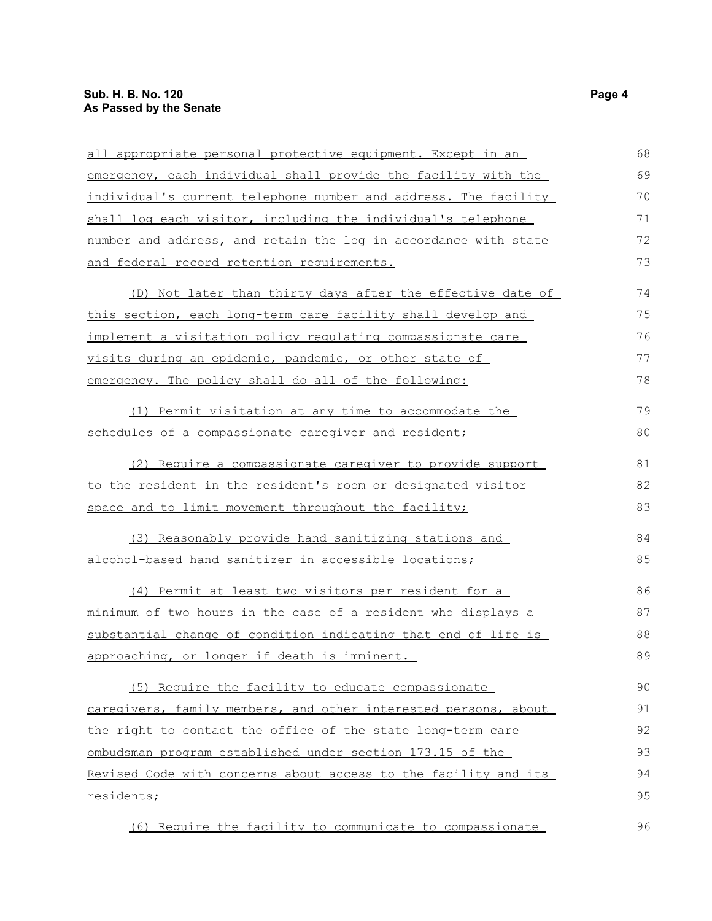all appropriate personal protective equipment. Except in an emergency, each individual shall provide the facility with the individual's current telephone number and address. The facility shall log each visitor, including the individual's telephone number and address, and retain the log in accordance with state and federal record retention requirements.

(D) Not later than thirty days after the effective date of this section, each long-term care facility shall develop and implement a visitation policy regulating compassionate care visits during an epidemic, pandemic, or other state of emergency. The policy shall do all of the following:

(1) Permit visitation at any time to accommodate the schedules of a compassionate caregiver and resident;

(2) Require a compassionate caregiver to provide support to the resident in the resident's room or designated visitor space and to limit movement throughout the facility;

(3) Reasonably provide hand sanitizing stations and alcohol-based hand sanitizer in accessible locations;

(4) Permit at least two visitors per resident for a minimum of two hours in the case of a resident who displays a substantial change of condition indicating that end of life is approaching, or longer if death is imminent.

(5) Require the facility to educate compassionate caregivers, family members, and other interested persons, about the right to contact the office of the state long-term care ombudsman program established under section 173.15 of the Revised Code with concerns about access to the facility and its residents;

(6) Require the facility to communicate to compassionate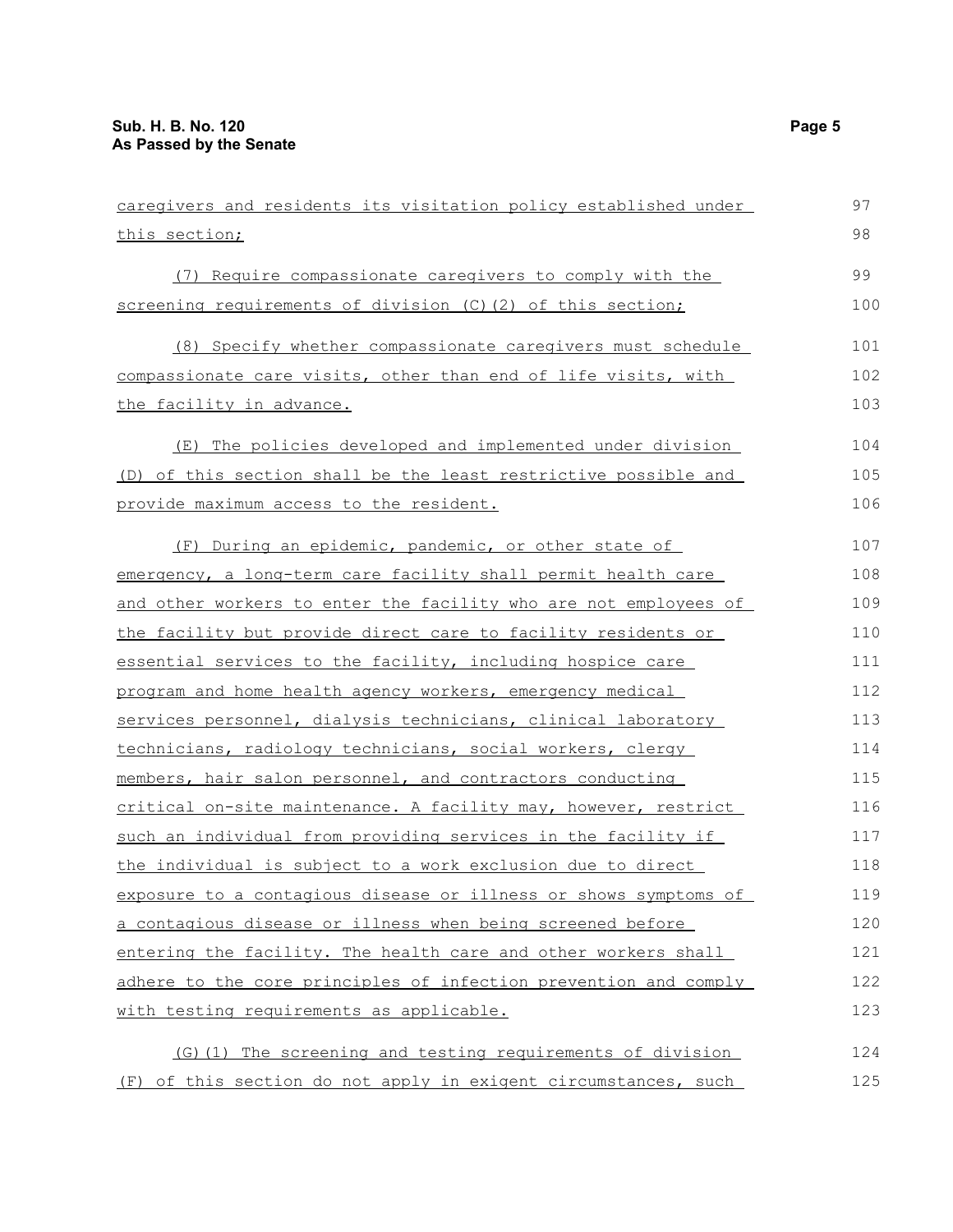caregivers and residents its visitation policy established under this section;

(7) Require compassionate caregivers to comply with the screening requirements of division (C)(2) of this section;

(8) Specify whether compassionate caregivers must schedule compassionate care visits, other than end of life visits, with the facility in advance.

(E) The policies developed and implemented under division (D) of this section shall be the least restrictive possible and provide maximum access to the resident.

(F) During an epidemic, pandemic, or other state of emergency, a long-term care facility shall permit health care and other workers to enter the facility who are not employees of the facility but provide direct care to facility residents or essential services to the facility, including hospice care program and home health agency workers, emergency medical services personnel, dialysis technicians, clinical laboratory technicians, radiology technicians, social workers, clergy members, hair salon personnel, and contractors conducting critical on-site maintenance. A facility may, however, restrict such an individual from providing services in the facility if the individual is subject to a work exclusion due to direct exposure to a contagious disease or illness or shows symptoms of a contagious disease or illness when being screened before entering the facility. The health care and other workers shall adhere to the core principles of infection prevention and comply with testing requirements as applicable.

(G)(1) The screening and testing requirements of division (F) of this section do not apply in exigent circumstances, such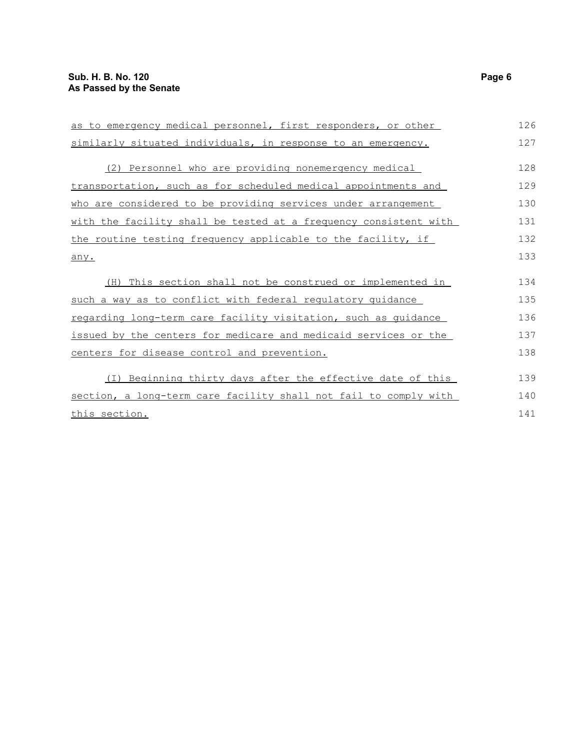as to emergency medical personnel, first responders, or other similarly situated individuals, in response to an emergency.

(2) Personnel who are providing nonemergency medical transportation, such as for scheduled medical appointments and who are considered to be providing services under arrangement with the facility shall be tested at a frequency consistent with the routine testing frequency applicable to the facility, if any.

(H) This section shall not be construed or implemented in such a way as to conflict with federal regulatory guidance regarding long-term care facility visitation, such as guidance issued by the centers for medicare and medicaid services or the centers for disease control and prevention.

(I) Beginning thirty days after the effective date of this section, a long-term care facility shall not fail to comply with this section.